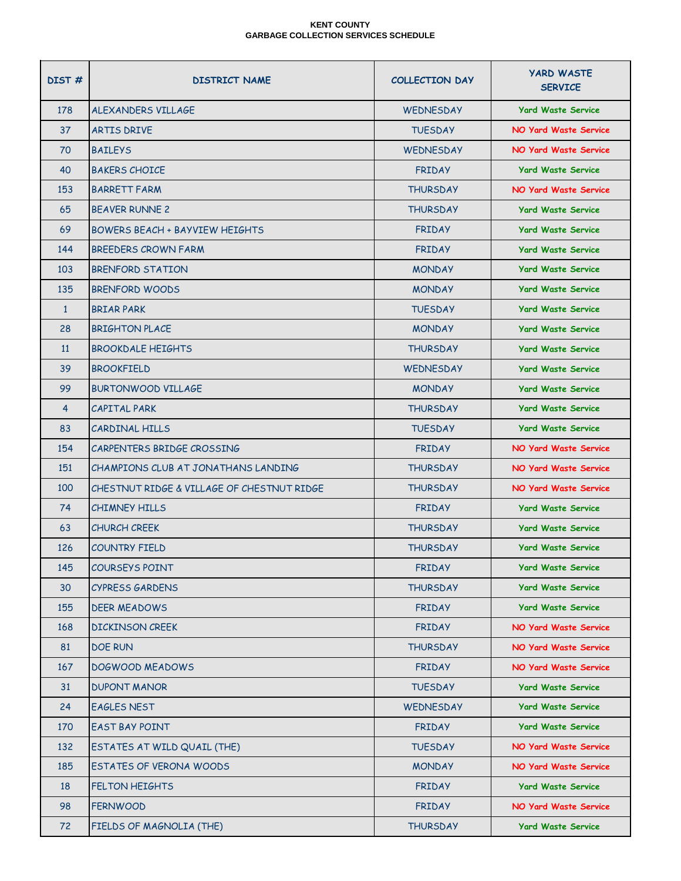# KENT COUNTY
## GARBAGE COLLECTION SERVICES SCHEDULE

| DIST # | DISTRICT NAME | COLLECTION DAY | YARD WASTE SERVICE |
|---|---|---|---|
| 178 | ALEXANDERS VILLAGE | WEDNESDAY | Yard Waste Service |
| 37 | ARTIS DRIVE | TUESDAY | NO Yard Waste Service |
| 70 | BAILEYS | WEDNESDAY | NO Yard Waste Service |
| 40 | BAKERS CHOICE | FRIDAY | Yard Waste Service |
| 153 | BARRETT FARM | THURSDAY | NO Yard Waste Service |
| 65 | BEAVER RUNNE 2 | THURSDAY | Yard Waste Service |
| 69 | BOWERS BEACH + BAYVIEW HEIGHTS | FRIDAY | Yard Waste Service |
| 144 | BREEDERS CROWN FARM | FRIDAY | Yard Waste Service |
| 103 | BRENFORD STATION | MONDAY | Yard Waste Service |
| 135 | BRENFORD WOODS | MONDAY | Yard Waste Service |
| 1 | BRIAR PARK | TUESDAY | Yard Waste Service |
| 28 | BRIGHTON PLACE | MONDAY | Yard Waste Service |
| 11 | BROOKDALE HEIGHTS | THURSDAY | Yard Waste Service |
| 39 | BROOKFIELD | WEDNESDAY | Yard Waste Service |
| 99 | BURTONWOOD VILLAGE | MONDAY | Yard Waste Service |
| 4 | CAPITAL PARK | THURSDAY | Yard Waste Service |
| 83 | CARDINAL HILLS | TUESDAY | Yard Waste Service |
| 154 | CARPENTERS BRIDGE CROSSING | FRIDAY | NO Yard Waste Service |
| 151 | CHAMPIONS CLUB AT JONATHANS LANDING | THURSDAY | NO Yard Waste Service |
| 100 | CHESTNUT RIDGE & VILLAGE OF CHESTNUT RIDGE | THURSDAY | NO Yard Waste Service |
| 74 | CHIMNEY HILLS | FRIDAY | Yard Waste Service |
| 63 | CHURCH CREEK | THURSDAY | Yard Waste Service |
| 126 | COUNTRY FIELD | THURSDAY | Yard Waste Service |
| 145 | COURSEYS POINT | FRIDAY | Yard Waste Service |
| 30 | CYPRESS GARDENS | THURSDAY | Yard Waste Service |
| 155 | DEER MEADOWS | FRIDAY | Yard Waste Service |
| 168 | DICKINSON CREEK | FRIDAY | NO Yard Waste Service |
| 81 | DOE RUN | THURSDAY | NO Yard Waste Service |
| 167 | DOGWOOD MEADOWS | FRIDAY | NO Yard Waste Service |
| 31 | DUPONT MANOR | TUESDAY | Yard Waste Service |
| 24 | EAGLES NEST | WEDNESDAY | Yard Waste Service |
| 170 | EAST BAY POINT | FRIDAY | Yard Waste Service |
| 132 | ESTATES AT WILD QUAIL (THE) | TUESDAY | NO Yard Waste Service |
| 185 | ESTATES OF VERONA WOODS | MONDAY | NO Yard Waste Service |
| 18 | FELTON HEIGHTS | FRIDAY | Yard Waste Service |
| 98 | FERNWOOD | FRIDAY | NO Yard Waste Service |
| 72 | FIELDS OF MAGNOLIA (THE) | THURSDAY | Yard Waste Service |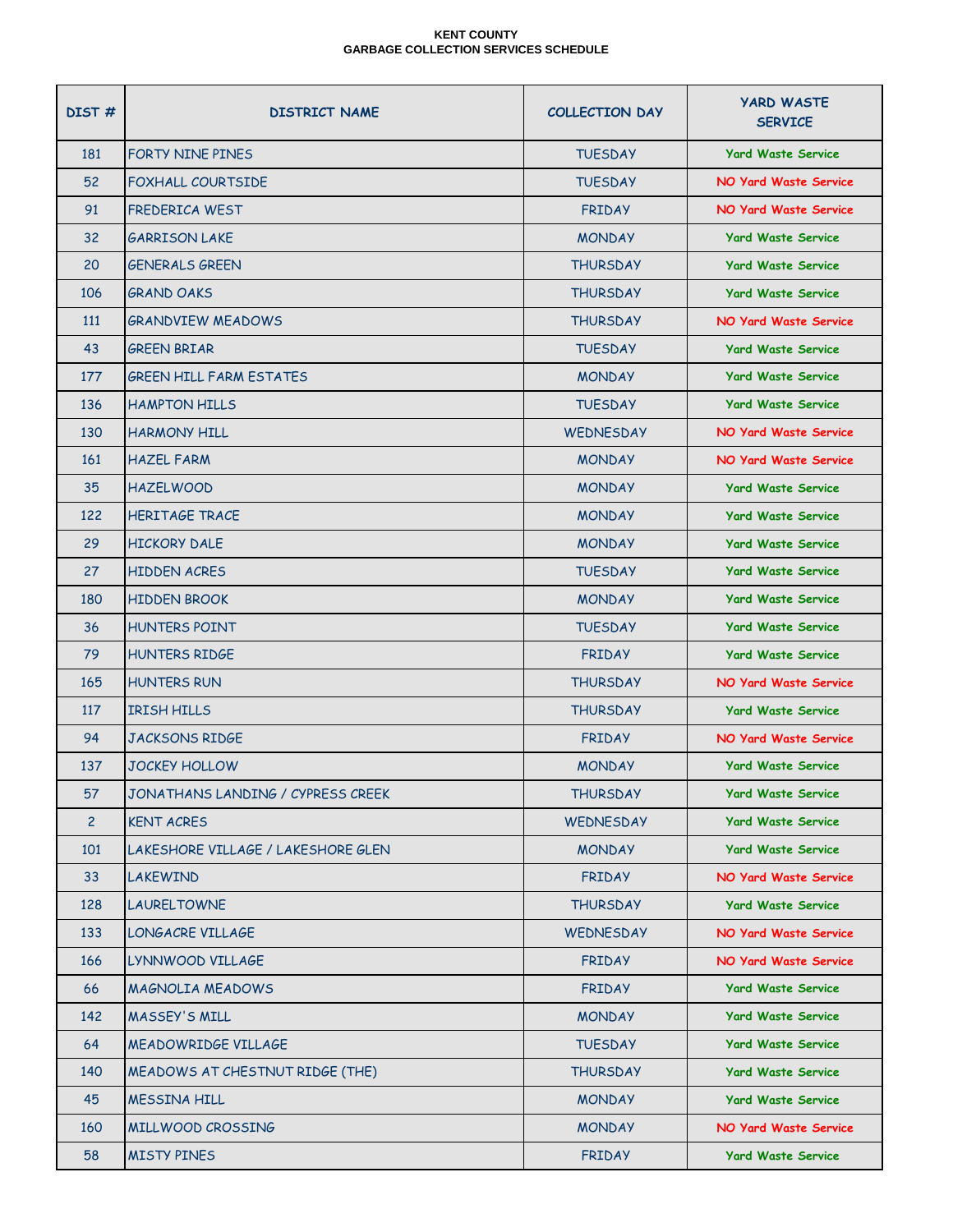**KENT COUNTY**
**GARBAGE COLLECTION SERVICES SCHEDULE**

| DIST # | DISTRICT NAME | COLLECTION DAY | YARD WASTE SERVICE |
|---|---|---|---|
| 181 | FORTY NINE PINES | TUESDAY | Yard Waste Service |
| 52 | FOXHALL COURTSIDE | TUESDAY | NO Yard Waste Service |
| 91 | FREDERICA WEST | FRIDAY | NO Yard Waste Service |
| 32 | GARRISON LAKE | MONDAY | Yard Waste Service |
| 20 | GENERALS GREEN | THURSDAY | Yard Waste Service |
| 106 | GRAND OAKS | THURSDAY | Yard Waste Service |
| 111 | GRANDVIEW MEADOWS | THURSDAY | NO Yard Waste Service |
| 43 | GREEN BRIAR | TUESDAY | Yard Waste Service |
| 177 | GREEN HILL FARM ESTATES | MONDAY | Yard Waste Service |
| 136 | HAMPTON HILLS | TUESDAY | Yard Waste Service |
| 130 | HARMONY HILL | WEDNESDAY | NO Yard Waste Service |
| 161 | HAZEL FARM | MONDAY | NO Yard Waste Service |
| 35 | HAZELWOOD | MONDAY | Yard Waste Service |
| 122 | HERITAGE TRACE | MONDAY | Yard Waste Service |
| 29 | HICKORY DALE | MONDAY | Yard Waste Service |
| 27 | HIDDEN ACRES | TUESDAY | Yard Waste Service |
| 180 | HIDDEN BROOK | MONDAY | Yard Waste Service |
| 36 | HUNTERS POINT | TUESDAY | Yard Waste Service |
| 79 | HUNTERS RIDGE | FRIDAY | Yard Waste Service |
| 165 | HUNTERS RUN | THURSDAY | NO Yard Waste Service |
| 117 | IRISH HILLS | THURSDAY | Yard Waste Service |
| 94 | JACKSONS RIDGE | FRIDAY | NO Yard Waste Service |
| 137 | JOCKEY HOLLOW | MONDAY | Yard Waste Service |
| 57 | JONATHANS LANDING / CYPRESS CREEK | THURSDAY | Yard Waste Service |
| 2 | KENT ACRES | WEDNESDAY | Yard Waste Service |
| 101 | LAKESHORE VILLAGE / LAKESHORE GLEN | MONDAY | Yard Waste Service |
| 33 | LAKEWIND | FRIDAY | NO Yard Waste Service |
| 128 | LAURELTOWNE | THURSDAY | Yard Waste Service |
| 133 | LONGACRE VILLAGE | WEDNESDAY | NO Yard Waste Service |
| 166 | LYNNWOOD VILLAGE | FRIDAY | NO Yard Waste Service |
| 66 | MAGNOLIA MEADOWS | FRIDAY | Yard Waste Service |
| 142 | MASSEY'S MILL | MONDAY | Yard Waste Service |
| 64 | MEADOWRIDGE VILLAGE | TUESDAY | Yard Waste Service |
| 140 | MEADOWS AT CHESTNUT RIDGE (THE) | THURSDAY | Yard Waste Service |
| 45 | MESSINA HILL | MONDAY | Yard Waste Service |
| 160 | MILLWOOD CROSSING | MONDAY | NO Yard Waste Service |
| 58 | MISTY PINES | FRIDAY | Yard Waste Service |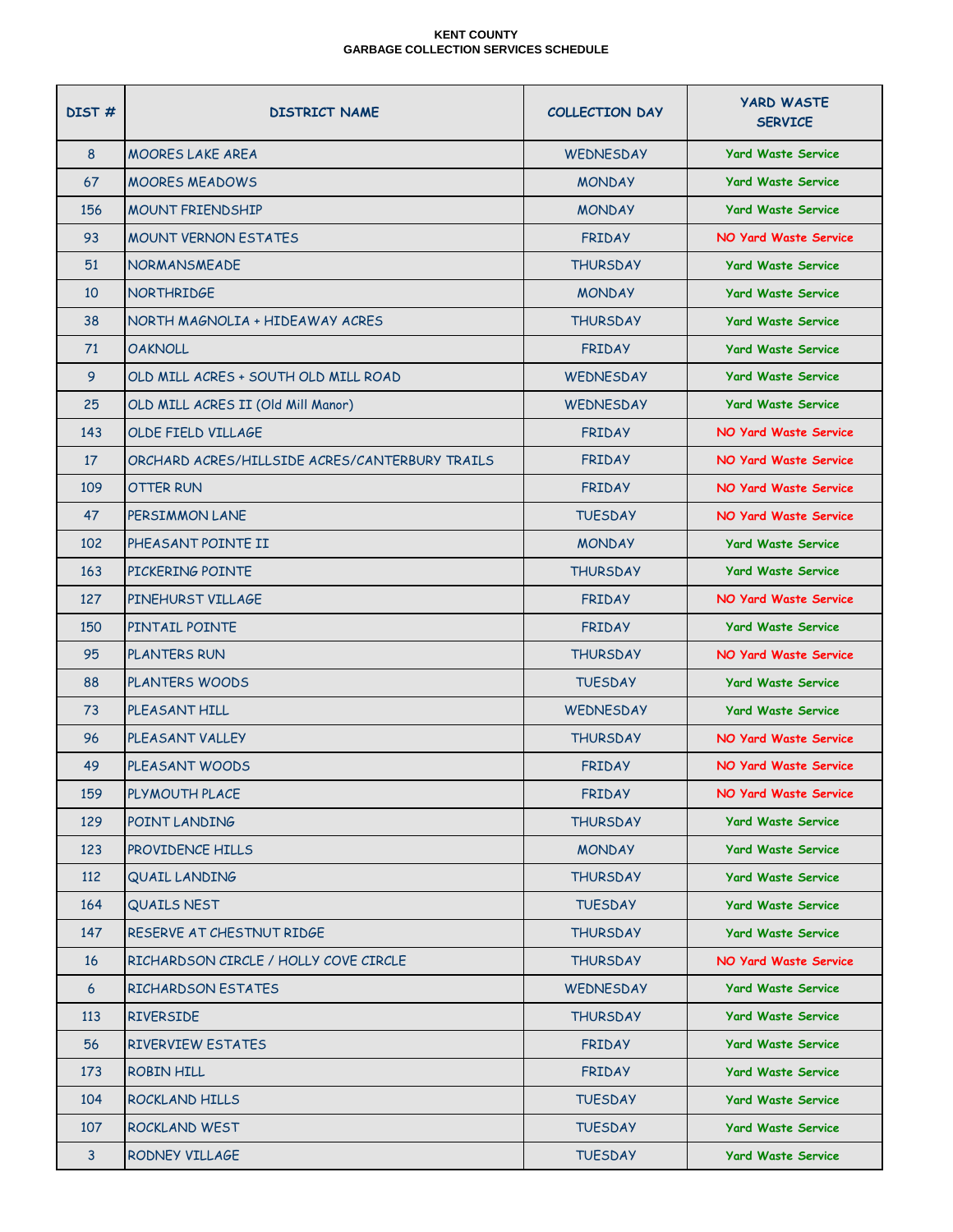**KENT COUNTY**
**GARBAGE COLLECTION SERVICES SCHEDULE**

| DIST # | DISTRICT NAME | COLLECTION DAY | YARD WASTE SERVICE |
|---|---|---|---|
| 8 | MOORES LAKE AREA | WEDNESDAY | Yard Waste Service |
| 67 | MOORES MEADOWS | MONDAY | Yard Waste Service |
| 156 | MOUNT FRIENDSHIP | MONDAY | Yard Waste Service |
| 93 | MOUNT VERNON ESTATES | FRIDAY | NO Yard Waste Service |
| 51 | NORMANSMEADE | THURSDAY | Yard Waste Service |
| 10 | NORTHRIDGE | MONDAY | Yard Waste Service |
| 38 | NORTH MAGNOLIA + HIDEAWAY ACRES | THURSDAY | Yard Waste Service |
| 71 | OAKNOLL | FRIDAY | Yard Waste Service |
| 9 | OLD MILL ACRES + SOUTH OLD MILL ROAD | WEDNESDAY | Yard Waste Service |
| 25 | OLD MILL ACRES II (Old Mill Manor) | WEDNESDAY | Yard Waste Service |
| 143 | OLDE FIELD VILLAGE | FRIDAY | NO Yard Waste Service |
| 17 | ORCHARD ACRES/HILLSIDE ACRES/CANTERBURY TRAILS | FRIDAY | NO Yard Waste Service |
| 109 | OTTER RUN | FRIDAY | NO Yard Waste Service |
| 47 | PERSIMMON LANE | TUESDAY | NO Yard Waste Service |
| 102 | PHEASANT POINTE II | MONDAY | Yard Waste Service |
| 163 | PICKERING POINTE | THURSDAY | Yard Waste Service |
| 127 | PINEHURST VILLAGE | FRIDAY | NO Yard Waste Service |
| 150 | PINTAIL POINTE | FRIDAY | Yard Waste Service |
| 95 | PLANTERS RUN | THURSDAY | NO Yard Waste Service |
| 88 | PLANTERS WOODS | TUESDAY | Yard Waste Service |
| 73 | PLEASANT HILL | WEDNESDAY | Yard Waste Service |
| 96 | PLEASANT VALLEY | THURSDAY | NO Yard Waste Service |
| 49 | PLEASANT WOODS | FRIDAY | NO Yard Waste Service |
| 159 | PLYMOUTH PLACE | FRIDAY | NO Yard Waste Service |
| 129 | POINT LANDING | THURSDAY | Yard Waste Service |
| 123 | PROVIDENCE HILLS | MONDAY | Yard Waste Service |
| 112 | QUAIL LANDING | THURSDAY | Yard Waste Service |
| 164 | QUAILS NEST | TUESDAY | Yard Waste Service |
| 147 | RESERVE AT CHESTNUT RIDGE | THURSDAY | Yard Waste Service |
| 16 | RICHARDSON CIRCLE / HOLLY COVE CIRCLE | THURSDAY | NO Yard Waste Service |
| 6 | RICHARDSON ESTATES | WEDNESDAY | Yard Waste Service |
| 113 | RIVERSIDE | THURSDAY | Yard Waste Service |
| 56 | RIVERVIEW ESTATES | FRIDAY | Yard Waste Service |
| 173 | ROBIN HILL | FRIDAY | Yard Waste Service |
| 104 | ROCKLAND HILLS | TUESDAY | Yard Waste Service |
| 107 | ROCKLAND WEST | TUESDAY | Yard Waste Service |
| 3 | RODNEY VILLAGE | TUESDAY | Yard Waste Service |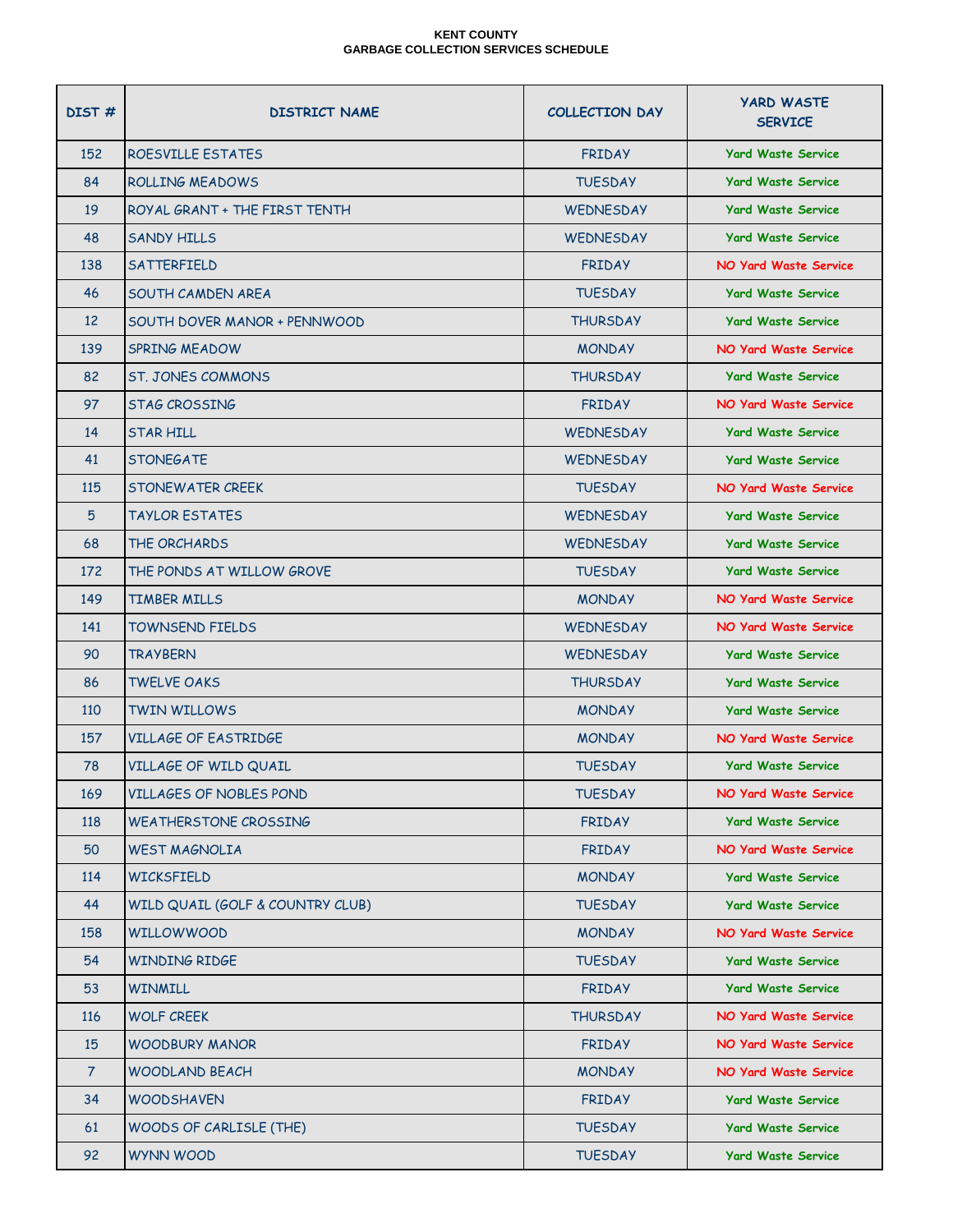KENT COUNTY
GARBAGE COLLECTION SERVICES SCHEDULE

| DIST # | DISTRICT NAME | COLLECTION DAY | YARD WASTE SERVICE |
|---|---|---|---|
| 152 | ROESVILLE ESTATES | FRIDAY | Yard Waste Service |
| 84 | ROLLING MEADOWS | TUESDAY | Yard Waste Service |
| 19 | ROYAL GRANT + THE FIRST TENTH | WEDNESDAY | Yard Waste Service |
| 48 | SANDY HILLS | WEDNESDAY | Yard Waste Service |
| 138 | SATTERFIELD | FRIDAY | NO Yard Waste Service |
| 46 | SOUTH CAMDEN AREA | TUESDAY | Yard Waste Service |
| 12 | SOUTH DOVER MANOR + PENNWOOD | THURSDAY | Yard Waste Service |
| 139 | SPRING MEADOW | MONDAY | NO Yard Waste Service |
| 82 | ST. JONES COMMONS | THURSDAY | Yard Waste Service |
| 97 | STAG CROSSING | FRIDAY | NO Yard Waste Service |
| 14 | STAR HILL | WEDNESDAY | Yard Waste Service |
| 41 | STONEGATE | WEDNESDAY | Yard Waste Service |
| 115 | STONEWATER CREEK | TUESDAY | NO Yard Waste Service |
| 5 | TAYLOR ESTATES | WEDNESDAY | Yard Waste Service |
| 68 | THE ORCHARDS | WEDNESDAY | Yard Waste Service |
| 172 | THE PONDS AT WILLOW GROVE | TUESDAY | Yard Waste Service |
| 149 | TIMBER MILLS | MONDAY | NO Yard Waste Service |
| 141 | TOWNSEND FIELDS | WEDNESDAY | NO Yard Waste Service |
| 90 | TRAYBERN | WEDNESDAY | Yard Waste Service |
| 86 | TWELVE OAKS | THURSDAY | Yard Waste Service |
| 110 | TWIN WILLOWS | MONDAY | Yard Waste Service |
| 157 | VILLAGE OF EASTRIDGE | MONDAY | NO Yard Waste Service |
| 78 | VILLAGE OF WILD QUAIL | TUESDAY | Yard Waste Service |
| 169 | VILLAGES OF NOBLES POND | TUESDAY | NO Yard Waste Service |
| 118 | WEATHERSTONE CROSSING | FRIDAY | Yard Waste Service |
| 50 | WEST MAGNOLIA | FRIDAY | NO Yard Waste Service |
| 114 | WICKSFIELD | MONDAY | Yard Waste Service |
| 44 | WILD QUAIL (GOLF & COUNTRY CLUB) | TUESDAY | Yard Waste Service |
| 158 | WILLOWWOOD | MONDAY | NO Yard Waste Service |
| 54 | WINDING RIDGE | TUESDAY | Yard Waste Service |
| 53 | WINMILL | FRIDAY | Yard Waste Service |
| 116 | WOLF CREEK | THURSDAY | NO Yard Waste Service |
| 15 | WOODBURY MANOR | FRIDAY | NO Yard Waste Service |
| 7 | WOODLAND BEACH | MONDAY | NO Yard Waste Service |
| 34 | WOODSHAVEN | FRIDAY | Yard Waste Service |
| 61 | WOODS OF CARLISLE (THE) | TUESDAY | Yard Waste Service |
| 92 | WYNN WOOD | TUESDAY | Yard Waste Service |